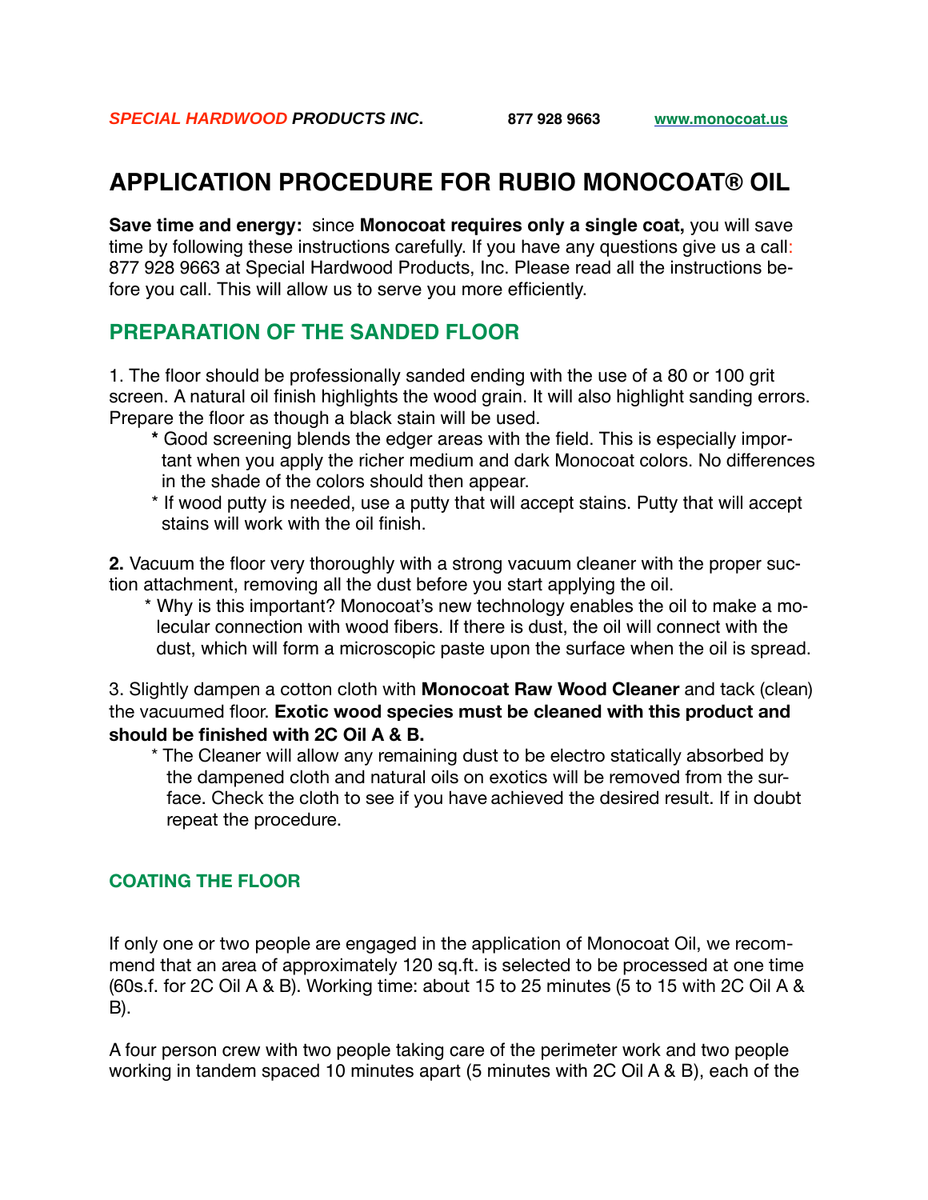**SPECIAL HARDWOOD PRODUCTS INC.** **877 928 9663** **www.monocoat.us**

# APPLICATION PROCEDURE FOR RUBIO MONOCOAT® OIL

**Save time and energy:** since **Monocoat requires only a single coat,** you will save time by following these instructions carefully. If you have any questions give us a call: 877 928 9663 at Special Hardwood Products, Inc. Please read all the instructions before you call. This will allow us to serve you more efficiently.

## PREPARATION OF THE SANDED FLOOR

1. The floor should be professionally sanded ending with the use of a 80 or 100 grit screen. A natural oil finish highlights the wood grain. It will also highlight sanding errors. Prepare the floor as though a black stain will be used.
   * Good screening blends the edger areas with the field. This is especially important when you apply the richer medium and dark Monocoat colors. No differences in the shade of the colors should then appear.
   * If wood putty is needed, use a putty that will accept stains. Putty that will accept stains will work with the oil finish.

**2.** Vacuum the floor very thoroughly with a strong vacuum cleaner with the proper suction attachment, removing all the dust before you start applying the oil.
   * Why is this important? Monocoat's new technology enables the oil to make a molecular connection with wood fibers. If there is dust, the oil will connect with the dust, which will form a microscopic paste upon the surface when the oil is spread.

3. Slightly dampen a cotton cloth with **Monocoat Raw Wood Cleaner** and tack (clean) the vacuumed floor. **Exotic wood species must be cleaned with this product and should be finished with 2C Oil A & B.**
   * The Cleaner will allow any remaining dust to be electro statically absorbed by the dampened cloth and natural oils on exotics will be removed from the surface. Check the cloth to see if you have achieved the desired result. If in doubt repeat the procedure.

### COATING THE FLOOR

If only one or two people are engaged in the application of Monocoat Oil, we recommend that an area of approximately 120 sq.ft. is selected to be processed at one time (60s.f. for 2C Oil A & B). Working time: about 15 to 25 minutes (5 to 15 with 2C Oil A & B).

A four person crew with two people taking care of the perimeter work and two people working in tandem spaced 10 minutes apart (5 minutes with 2C Oil A & B), each of the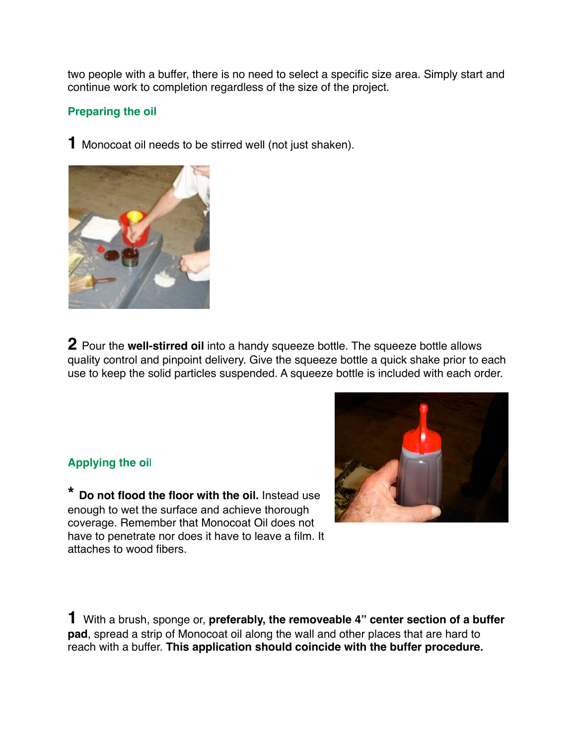two people with a buffer, there is no need to select a specific size area. Simply start and continue work to completion regardless of the size of the project.

## Preparing the oil

**1** Monocoat oil needs to be stirred well (not just shaken).

**2** Pour the **well-stirred oil** into a handy squeeze bottle. The squeeze bottle allows quality control and pinpoint delivery. Give the squeeze bottle a quick shake prior to each use to keep the solid particles suspended. A squeeze bottle is included with each order.

## Applying the oil

* **Do not flood the floor with the oil.** Instead use enough to wet the surface and achieve thorough coverage. Remember that Monocoat Oil does not have to penetrate nor does it have to leave a film. It attaches to wood fibers.

**1** With a brush, sponge or, **preferably, the removeable 4" center section of a buffer pad**, spread a strip of Monocoat oil along the wall and other places that are hard to reach with a buffer. **This application should coincide with the buffer procedure.**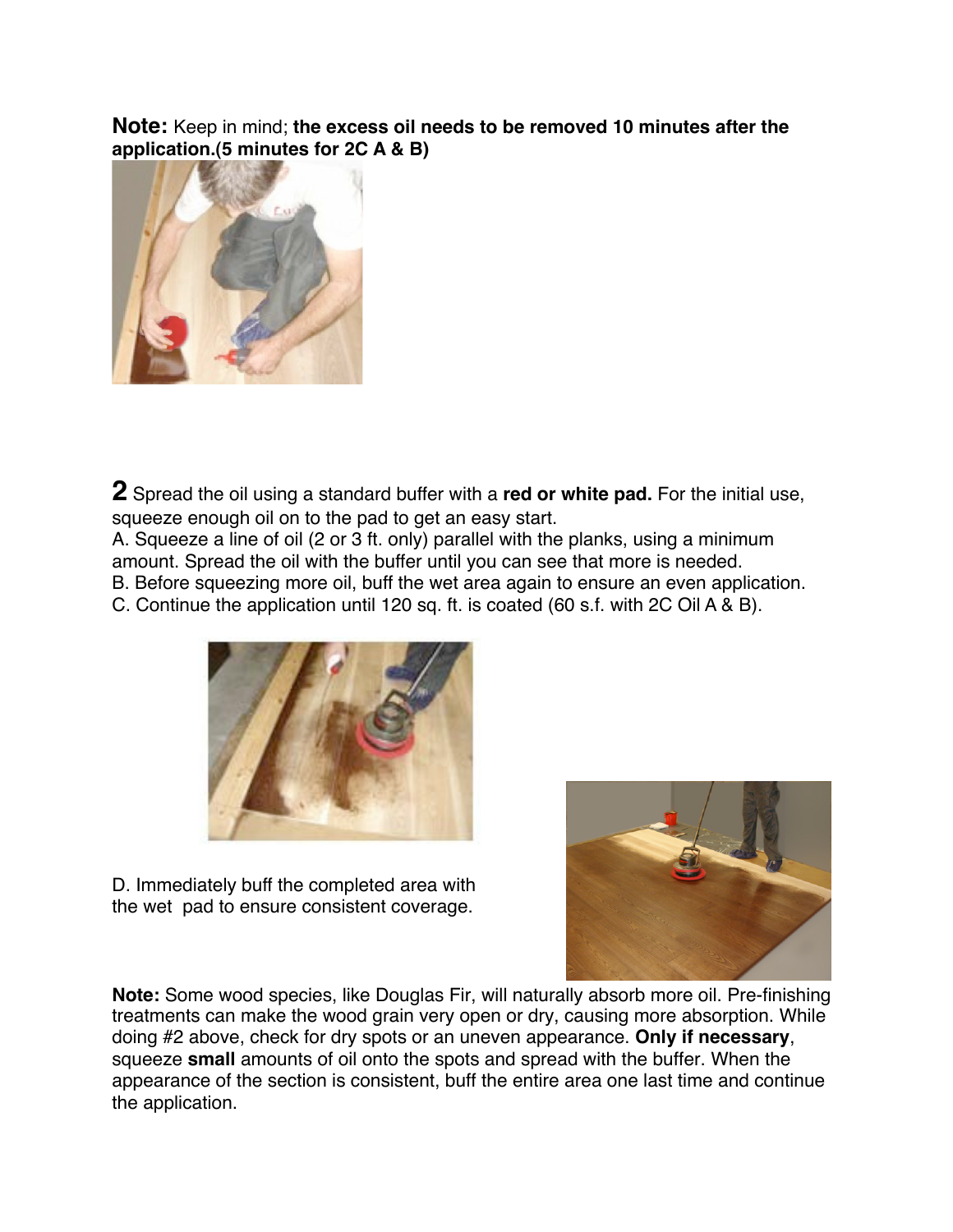**Note:** Keep in mind; **the excess oil needs to be removed 10 minutes after the application.(5 minutes for 2C A & B)**

**2** Spread the oil using a standard buffer with a **red or white pad.** For the initial use, squeeze enough oil on to the pad to get an easy start.

A. Squeeze a line of oil (2 or 3 ft. only) parallel with the planks, using a minimum amount. Spread the oil with the buffer until you can see that more is needed.

B. Before squeezing more oil, buff the wet area again to ensure an even application.

C. Continue the application until 120 sq. ft. is coated (60 s.f. with 2C Oil A & B).

D. Immediately buff the completed area with the wet pad to ensure consistent coverage.

**Note:** Some wood species, like Douglas Fir, will naturally absorb more oil. Pre-finishing treatments can make the wood grain very open or dry, causing more absorption. While doing #2 above, check for dry spots or an uneven appearance. **Only if necessary**, squeeze **small** amounts of oil onto the spots and spread with the buffer. When the appearance of the section is consistent, buff the entire area one last time and continue the application.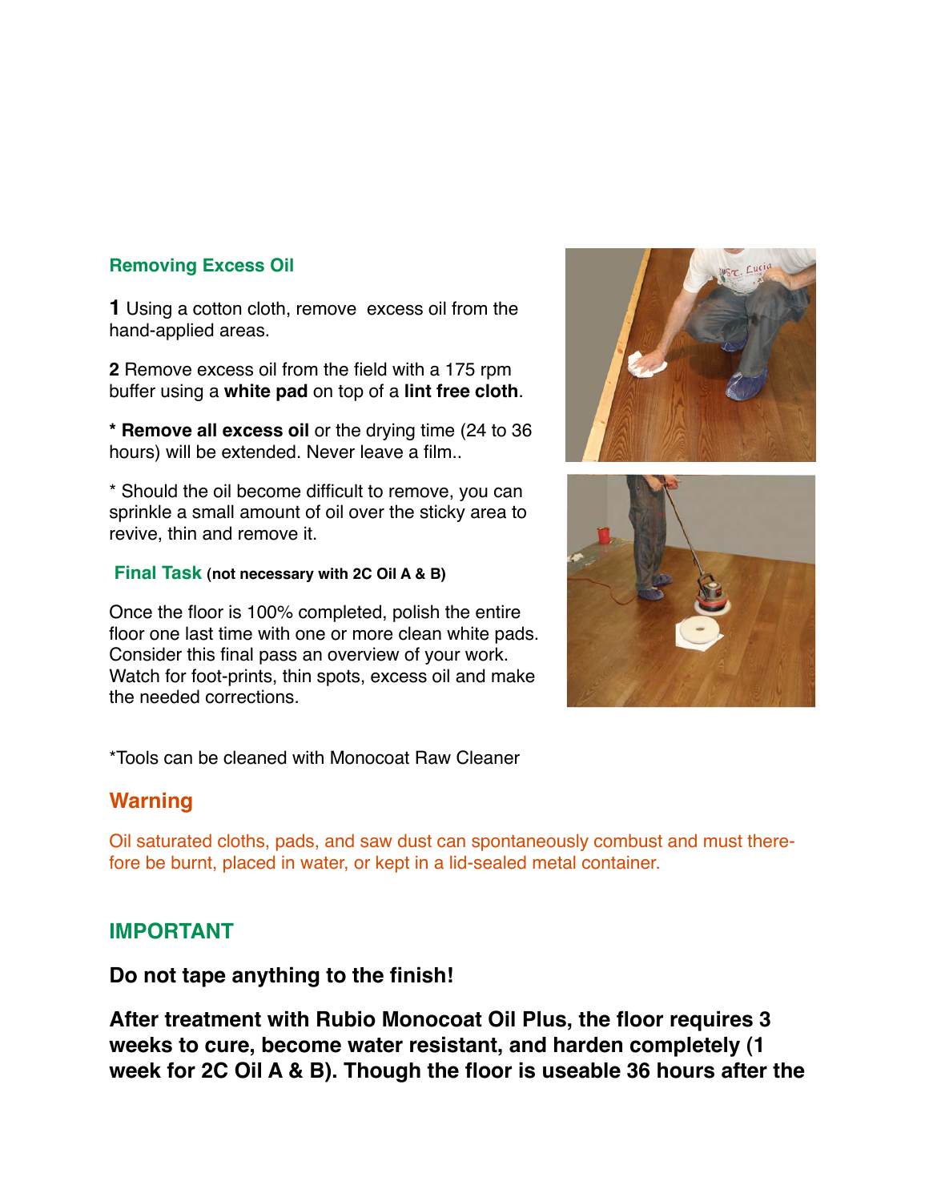## Removing Excess Oil

**1** Using a cotton cloth, remove excess oil from the hand-applied areas.

**2** Remove excess oil from the field with a 175 rpm buffer using a **white pad** on top of a **lint free cloth**.

* **Remove all excess oil** or the drying time (24 to 36 hours) will be extended. Never leave a film..

* Should the oil become difficult to remove, you can sprinkle a small amount of oil over the sticky area to revive, thin and remove it.

## Final Task (not necessary with 2C Oil A & B)

Once the floor is 100% completed, polish the entire floor one last time with one or more clean white pads. Consider this final pass an overview of your work. Watch for foot-prints, thin spots, excess oil and make the needed corrections.

*Tools can be cleaned with Monocoat Raw Cleaner

## Warning

Oil saturated cloths, pads, and saw dust can spontaneously combust and must therefore be burnt, placed in water, or kept in a lid-sealed metal container.

## IMPORTANT

**Do not tape anything to the finish!**

**After treatment with Rubio Monocoat Oil Plus, the floor requires 3 weeks to cure, become water resistant, and harden completely (1 week for 2C Oil A & B). Though the floor is useable 36 hours after the**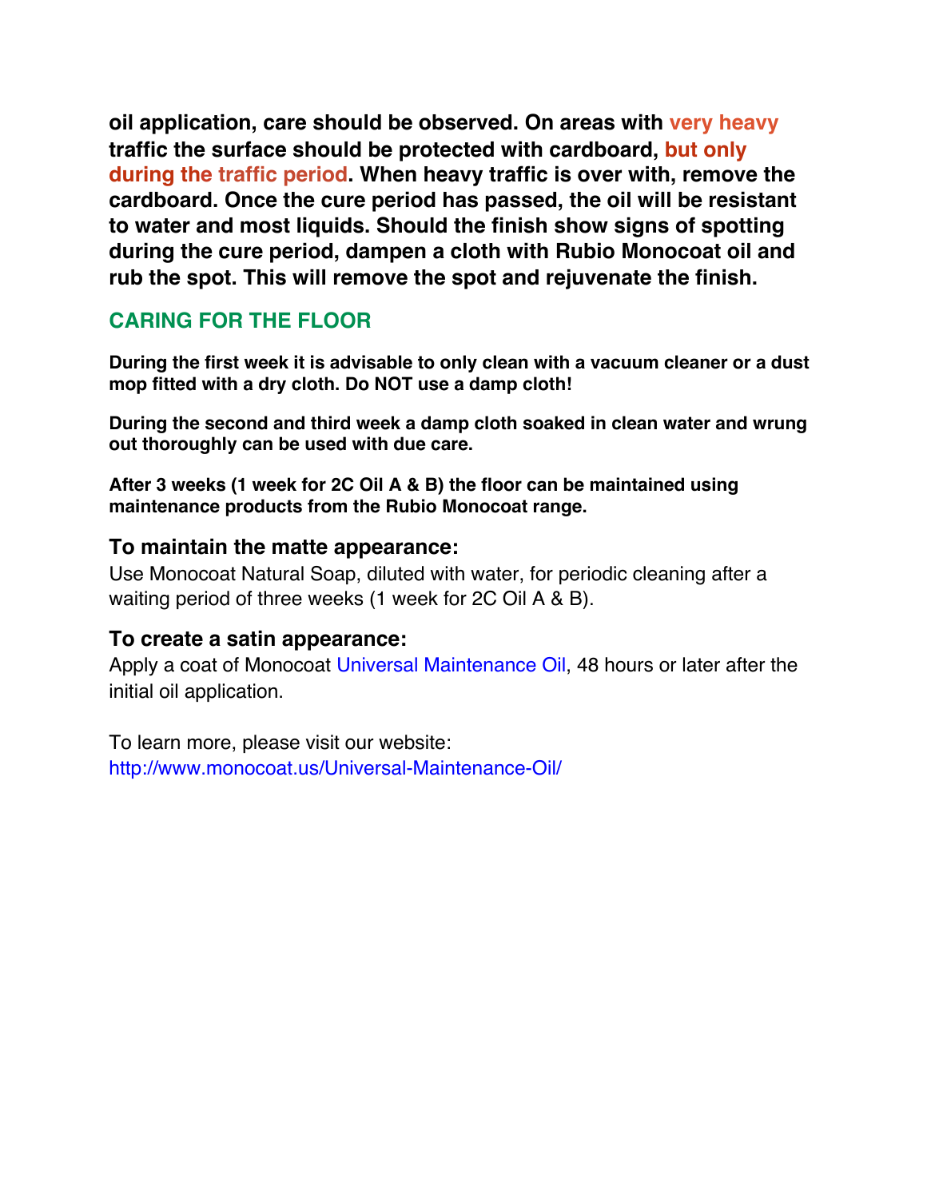**oil application, care should be observed. On areas with very heavy traffic the surface should be protected with cardboard, but only during the traffic period. When heavy traffic is over with, remove the cardboard. Once the cure period has passed, the oil will be resistant to water and most liquids. Should the finish show signs of spotting during the cure period, dampen a cloth with Rubio Monocoat oil and rub the spot. This will remove the spot and rejuvenate the finish.**

## CARING FOR THE FLOOR

**During the first week it is advisable to only clean with a vacuum cleaner or a dust mop fitted with a dry cloth. Do NOT use a damp cloth!**

**During the second and third week a damp cloth soaked in clean water and wrung out thoroughly can be used with due care.**

**After 3 weeks (1 week for 2C Oil A & B) the floor can be maintained using maintenance products from the Rubio Monocoat range.**

### To maintain the matte appearance:

Use Monocoat Natural Soap, diluted with water, for periodic cleaning after a waiting period of three weeks (1 week for 2C Oil A & B).

### To create a satin appearance:

Apply a coat of Monocoat Universal Maintenance Oil, 48 hours or later after the initial oil application.

To learn more, please visit our website:
http://www.monocoat.us/Universal-Maintenance-Oil/